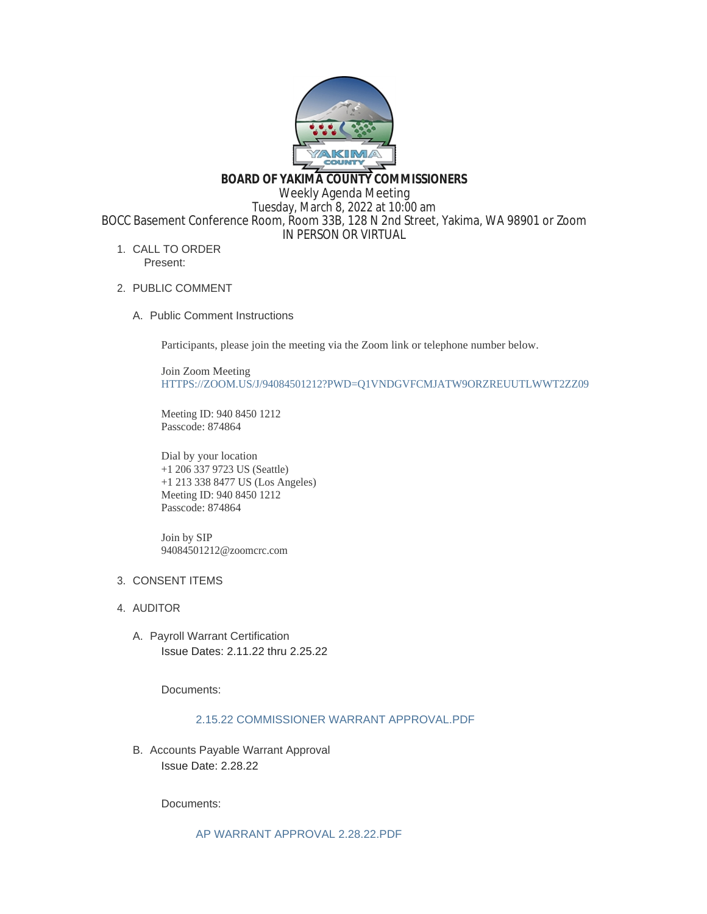# BOARD OF YAKIMA COUNTY COMMISSIONERS

Weekly Agenda Meeting
Tuesday, March 8, 2022 at 10:00 am
BOCC Basement Conference Room, Room 33B, 128 N 2nd Street, Yakima, WA 98901 or Zoom
IN PERSON OR VIRTUAL

1. CALL TO ORDER
   Present:

2. PUBLIC COMMENT

   A. Public Comment Instructions

      Participants, please join the meeting via the Zoom link or telephone number below.

      Join Zoom Meeting
      HTTPS://ZOOM.US/J/94084501212?PWD=Q1VNDGVFCMJATW9ORZREUUTLWWT2ZZ09

      Meeting ID: 940 8450 1212
      Passcode: 874864

      Dial by your location
      +1 206 337 9723 US (Seattle)
      +1 213 338 8477 US (Los Angeles)
      Meeting ID: 940 8450 1212
      Passcode: 874864

      Join by SIP
      94084501212@zoomcrc.com

3. CONSENT ITEMS

4. AUDITOR

   A. Payroll Warrant Certification
      Issue Dates: 2.11.22 thru 2.25.22

      Documents:

      2.15.22 COMMISSIONER WARRANT APPROVAL.PDF

   B. Accounts Payable Warrant Approval
      Issue Date: 2.28.22

      Documents:

      AP WARRANT APPROVAL 2.28.22.PDF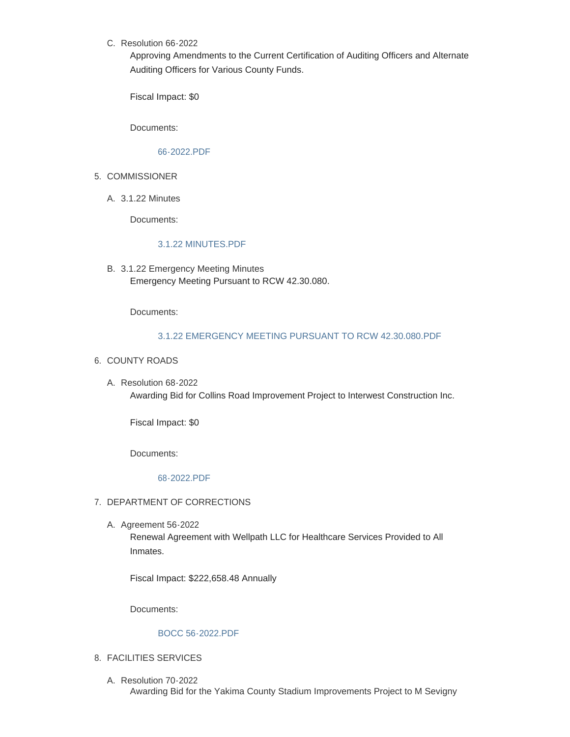C. Resolution 66-2022

   Approving Amendments to the Current Certification of Auditing Officers and Alternate Auditing Officers for Various County Funds.

   Fiscal Impact: $0

   Documents:

   66-2022.PDF

5. COMMISSIONER

   A. 3.1.22 Minutes

      Documents:

      3.1.22 MINUTES.PDF

   B. 3.1.22 Emergency Meeting Minutes

      Emergency Meeting Pursuant to RCW 42.30.080.

      Documents:

      3.1.22 EMERGENCY MEETING PURSUANT TO RCW 42.30.080.PDF

6. COUNTY ROADS

   A. Resolution 68-2022

      Awarding Bid for Collins Road Improvement Project to Interwest Construction Inc.

      Fiscal Impact: $0

      Documents:

      68-2022.PDF

7. DEPARTMENT OF CORRECTIONS

   A. Agreement 56-2022

      Renewal Agreement with Wellpath LLC for Healthcare Services Provided to All Inmates.

      Fiscal Impact: $222,658.48 Annually

      Documents:

      BOCC 56-2022.PDF

8. FACILITIES SERVICES

   A. Resolution 70-2022

      Awarding Bid for the Yakima County Stadium Improvements Project to M Sevigny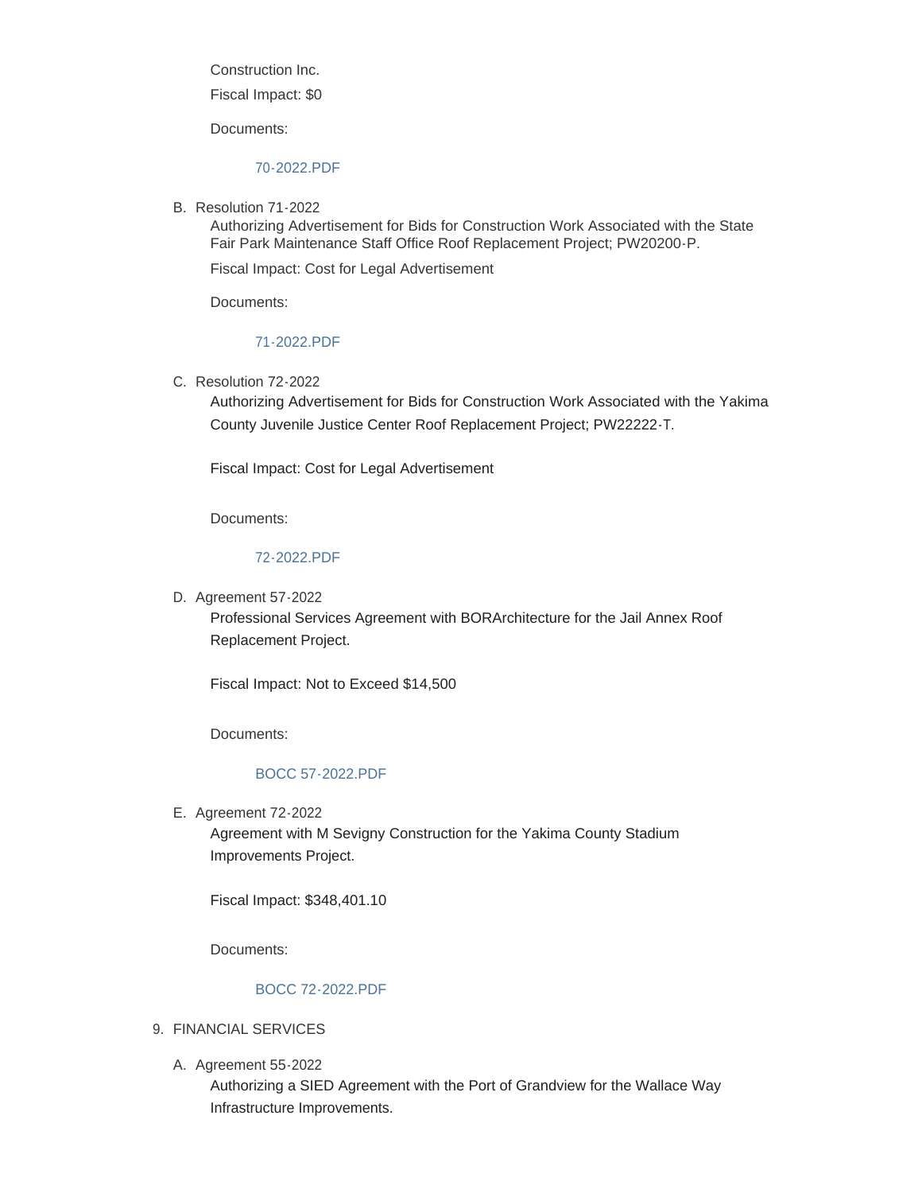Construction Inc.

Fiscal Impact: $0

Documents:

70-2022.PDF

B. Resolution 71-2022

   Authorizing Advertisement for Bids for Construction Work Associated with the State Fair Park Maintenance Staff Office Roof Replacement Project; PW20200-P.

   Fiscal Impact: Cost for Legal Advertisement

   Documents:

   71-2022.PDF

C. Resolution 72-2022

   Authorizing Advertisement for Bids for Construction Work Associated with the Yakima County Juvenile Justice Center Roof Replacement Project; PW22222-T.

   Fiscal Impact: Cost for Legal Advertisement

   Documents:

   72-2022.PDF

D. Agreement 57-2022

   Professional Services Agreement with BORArchitecture for the Jail Annex Roof Replacement Project.

   Fiscal Impact: Not to Exceed $14,500

   Documents:

   BOCC 57-2022.PDF

E. Agreement 72-2022

   Agreement with M Sevigny Construction for the Yakima County Stadium Improvements Project.

   Fiscal Impact: $348,401.10

   Documents:

   BOCC 72-2022.PDF

9. FINANCIAL SERVICES

   A. Agreement 55-2022

      Authorizing a SIED Agreement with the Port of Grandview for the Wallace Way Infrastructure Improvements.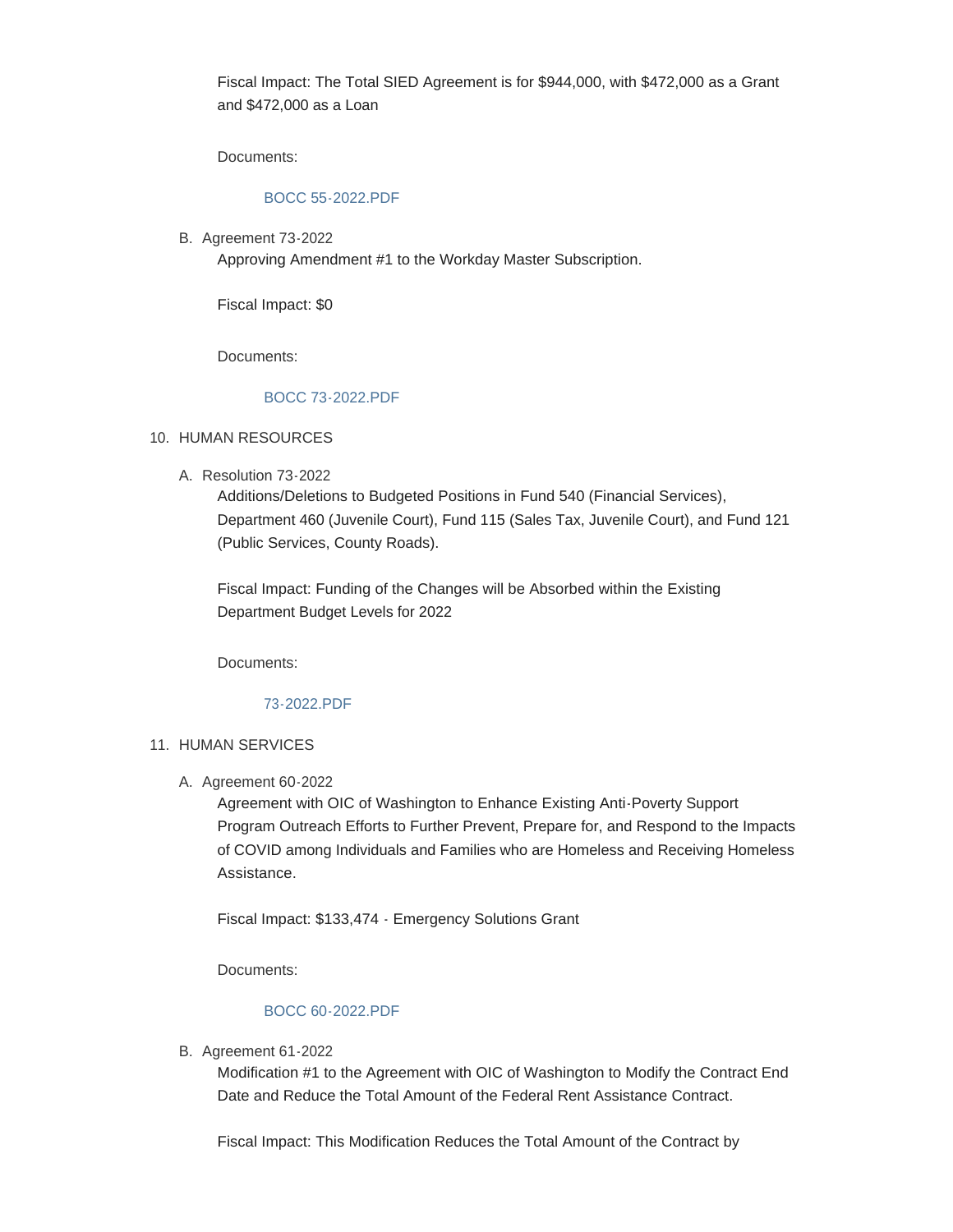Fiscal Impact: The Total SIED Agreement is for $944,000, with $472,000 as a Grant and $472,000 as a Loan

Documents:

BOCC 55-2022.PDF

B. Agreement 73-2022

Approving Amendment #1 to the Workday Master Subscription.

Fiscal Impact: $0

Documents:

BOCC 73-2022.PDF

10. HUMAN RESOURCES

A. Resolution 73-2022

Additions/Deletions to Budgeted Positions in Fund 540 (Financial Services), Department 460 (Juvenile Court), Fund 115 (Sales Tax, Juvenile Court), and Fund 121 (Public Services, County Roads).

Fiscal Impact: Funding of the Changes will be Absorbed within the Existing Department Budget Levels for 2022

Documents:

73-2022.PDF

11. HUMAN SERVICES

A. Agreement 60-2022

Agreement with OIC of Washington to Enhance Existing Anti-Poverty Support Program Outreach Efforts to Further Prevent, Prepare for, and Respond to the Impacts of COVID among Individuals and Families who are Homeless and Receiving Homeless Assistance.

Fiscal Impact: $133,474 - Emergency Solutions Grant

Documents:

BOCC 60-2022.PDF

B. Agreement 61-2022

Modification #1 to the Agreement with OIC of Washington to Modify the Contract End Date and Reduce the Total Amount of the Federal Rent Assistance Contract.

Fiscal Impact: This Modification Reduces the Total Amount of the Contract by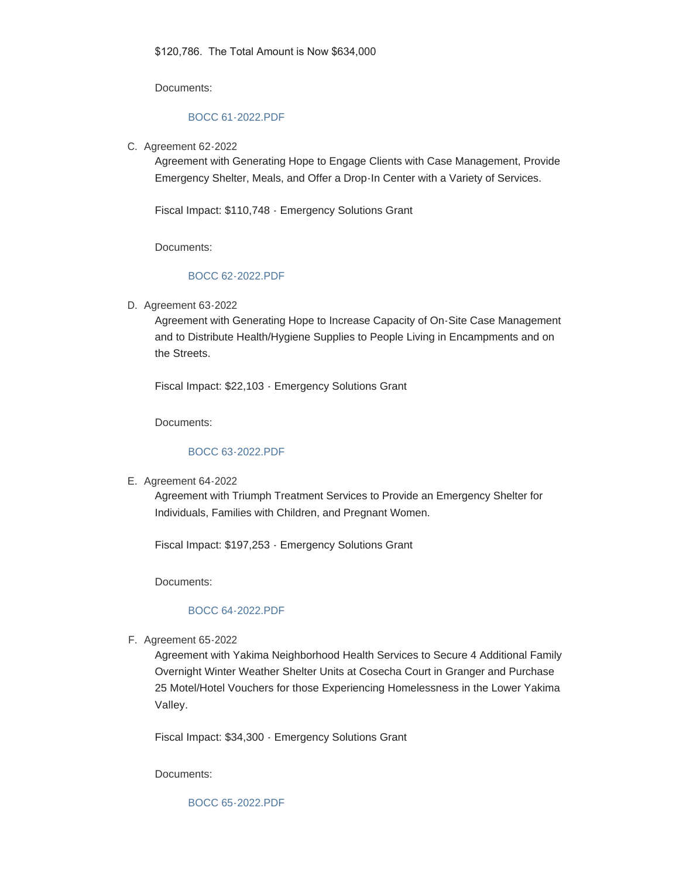$120,786. The Total Amount is Now $634,000

Documents:

BOCC 61-2022.PDF

C. Agreement 62-2022

Agreement with Generating Hope to Engage Clients with Case Management, Provide Emergency Shelter, Meals, and Offer a Drop-In Center with a Variety of Services.

Fiscal Impact: $110,748 - Emergency Solutions Grant

Documents:

BOCC 62-2022.PDF

D. Agreement 63-2022

Agreement with Generating Hope to Increase Capacity of On-Site Case Management and to Distribute Health/Hygiene Supplies to People Living in Encampments and on the Streets.

Fiscal Impact: $22,103 - Emergency Solutions Grant

Documents:

BOCC 63-2022.PDF

E. Agreement 64-2022

Agreement with Triumph Treatment Services to Provide an Emergency Shelter for Individuals, Families with Children, and Pregnant Women.

Fiscal Impact: $197,253 - Emergency Solutions Grant

Documents:

BOCC 64-2022.PDF

F. Agreement 65-2022

Agreement with Yakima Neighborhood Health Services to Secure 4 Additional Family Overnight Winter Weather Shelter Units at Cosecha Court in Granger and Purchase 25 Motel/Hotel Vouchers for those Experiencing Homelessness in the Lower Yakima Valley.

Fiscal Impact: $34,300 - Emergency Solutions Grant

Documents:

BOCC 65-2022.PDF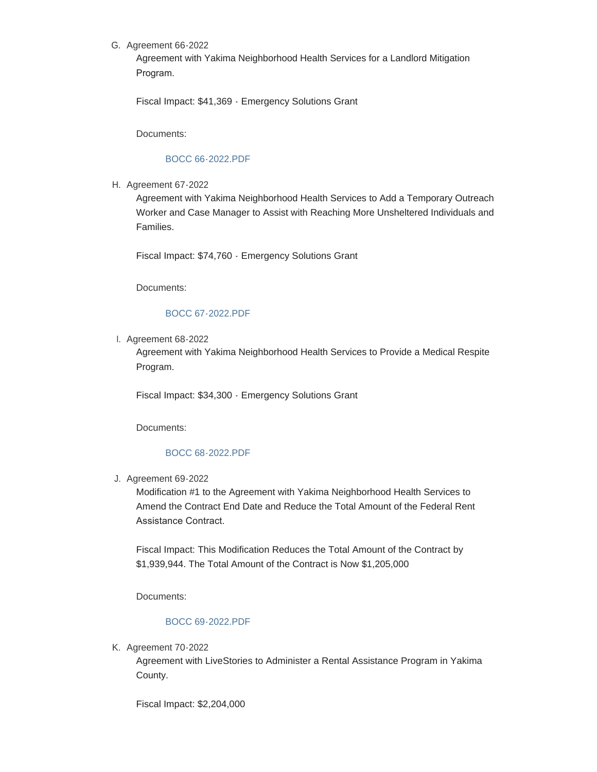G. Agreement 66-2022

   Agreement with Yakima Neighborhood Health Services for a Landlord Mitigation Program.

   Fiscal Impact: $41,369 - Emergency Solutions Grant

   Documents:

   BOCC 66-2022.PDF

H. Agreement 67-2022

   Agreement with Yakima Neighborhood Health Services to Add a Temporary Outreach Worker and Case Manager to Assist with Reaching More Unsheltered Individuals and Families.

   Fiscal Impact: $74,760 - Emergency Solutions Grant

   Documents:

   BOCC 67-2022.PDF

I. Agreement 68-2022

   Agreement with Yakima Neighborhood Health Services to Provide a Medical Respite Program.

   Fiscal Impact: $34,300 - Emergency Solutions Grant

   Documents:

   BOCC 68-2022.PDF

J. Agreement 69-2022

   Modification #1 to the Agreement with Yakima Neighborhood Health Services to Amend the Contract End Date and Reduce the Total Amount of the Federal Rent Assistance Contract.

   Fiscal Impact: This Modification Reduces the Total Amount of the Contract by $1,939,944. The Total Amount of the Contract is Now $1,205,000

   Documents:

   BOCC 69-2022.PDF

K. Agreement 70-2022

   Agreement with LiveStories to Administer a Rental Assistance Program in Yakima County.

   Fiscal Impact: $2,204,000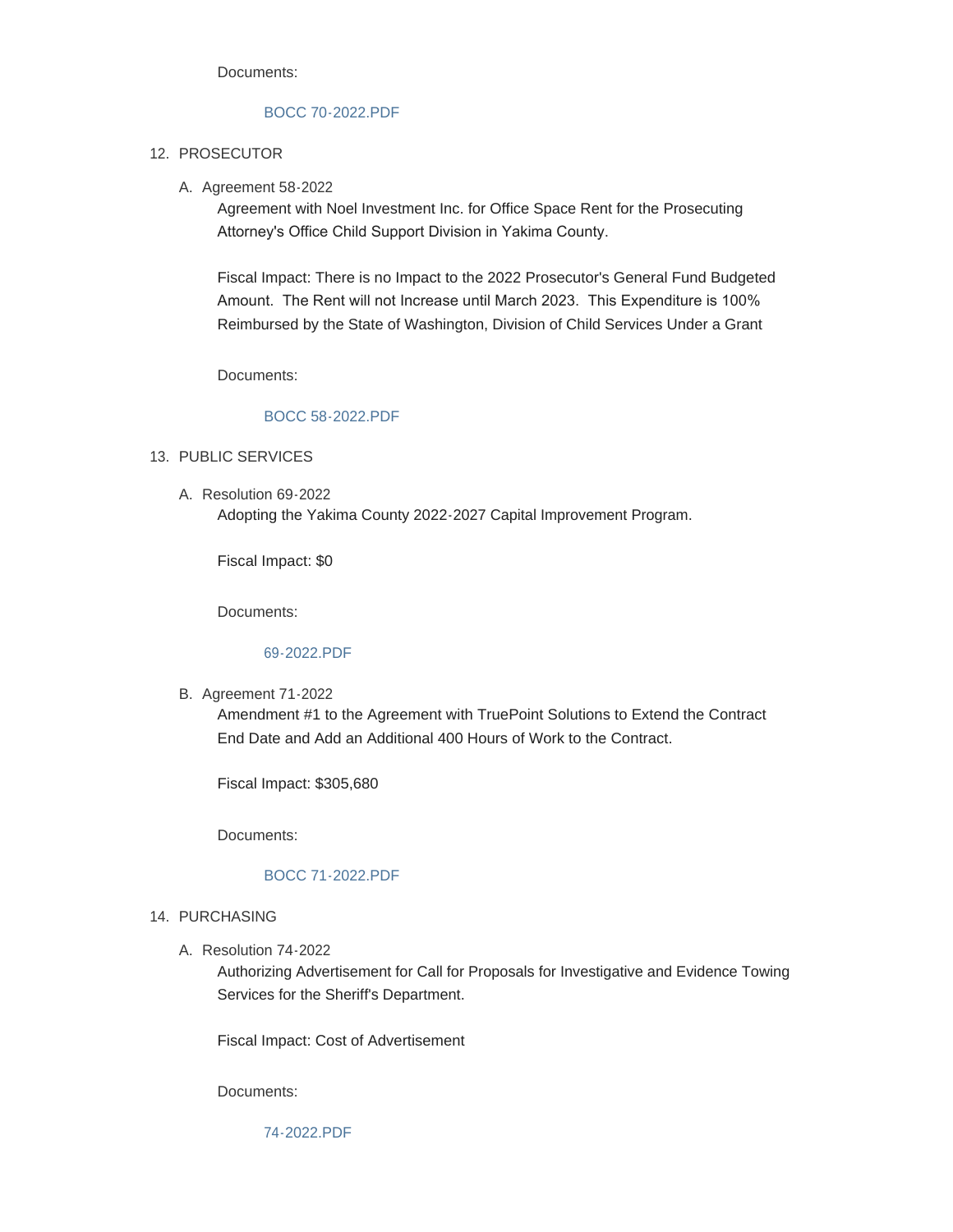Documents:

BOCC 70-2022.PDF

12. PROSECUTOR

   A. Agreement 58-2022

      Agreement with Noel Investment Inc. for Office Space Rent for the Prosecuting Attorney's Office Child Support Division in Yakima County.

      Fiscal Impact: There is no Impact to the 2022 Prosecutor's General Fund Budgeted Amount. The Rent will not Increase until March 2023. This Expenditure is 100% Reimbursed by the State of Washington, Division of Child Services Under a Grant

      Documents:

      BOCC 58-2022.PDF

13. PUBLIC SERVICES

   A. Resolution 69-2022

      Adopting the Yakima County 2022-2027 Capital Improvement Program.

      Fiscal Impact: $0

      Documents:

      69-2022.PDF

   B. Agreement 71-2022

      Amendment #1 to the Agreement with TruePoint Solutions to Extend the Contract End Date and Add an Additional 400 Hours of Work to the Contract.

      Fiscal Impact: $305,680

      Documents:

      BOCC 71-2022.PDF

14. PURCHASING

   A. Resolution 74-2022

      Authorizing Advertisement for Call for Proposals for Investigative and Evidence Towing Services for the Sheriff's Department.

      Fiscal Impact: Cost of Advertisement

      Documents:

      74-2022.PDF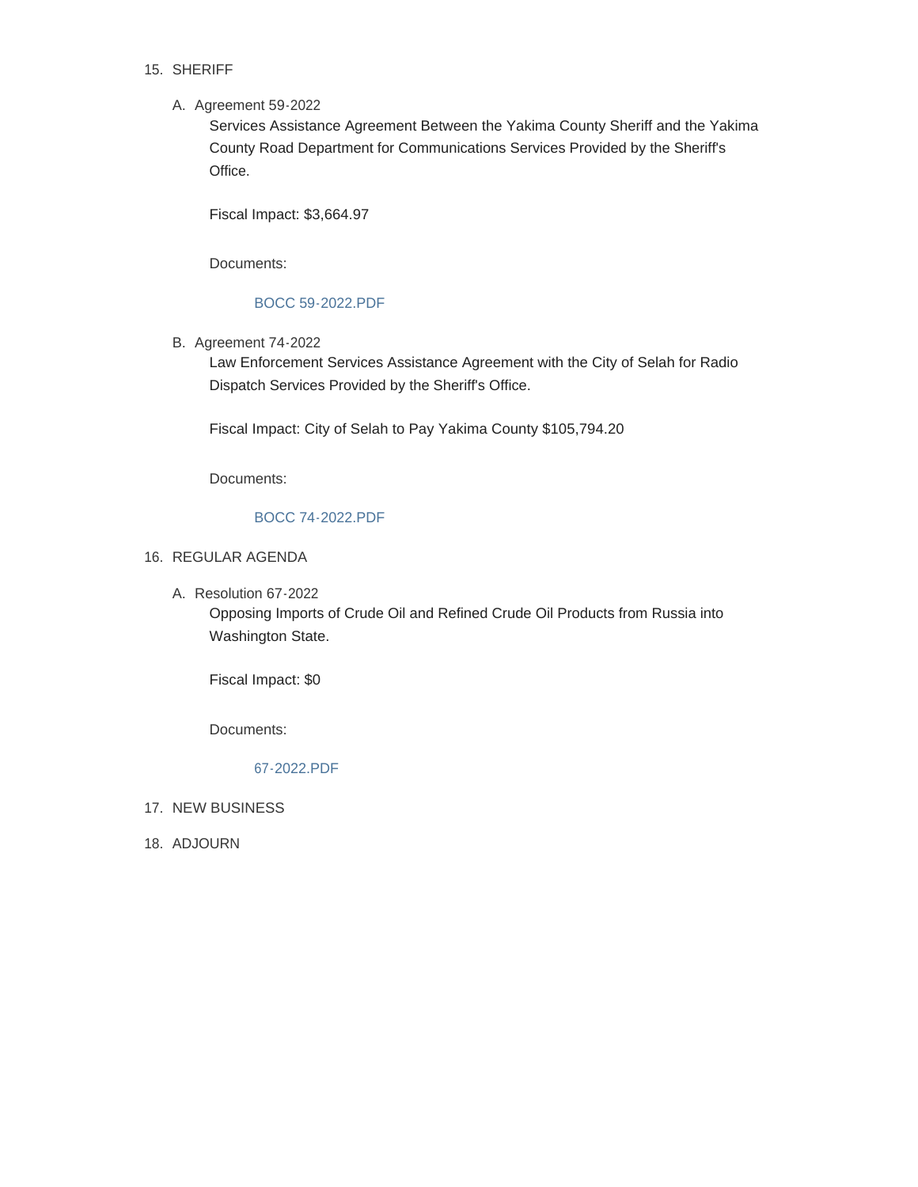15. SHERIFF

    A. Agreement 59-2022

       Services Assistance Agreement Between the Yakima County Sheriff and the Yakima County Road Department for Communications Services Provided by the Sheriff's Office.

       Fiscal Impact: $3,664.97

       Documents:

       BOCC 59-2022.PDF

    B. Agreement 74-2022

       Law Enforcement Services Assistance Agreement with the City of Selah for Radio Dispatch Services Provided by the Sheriff's Office.

       Fiscal Impact: City of Selah to Pay Yakima County $105,794.20

       Documents:

       BOCC 74-2022.PDF

16. REGULAR AGENDA

    A. Resolution 67-2022

       Opposing Imports of Crude Oil and Refined Crude Oil Products from Russia into Washington State.

       Fiscal Impact: $0

       Documents:

       67-2022.PDF

17. NEW BUSINESS

18. ADJOURN